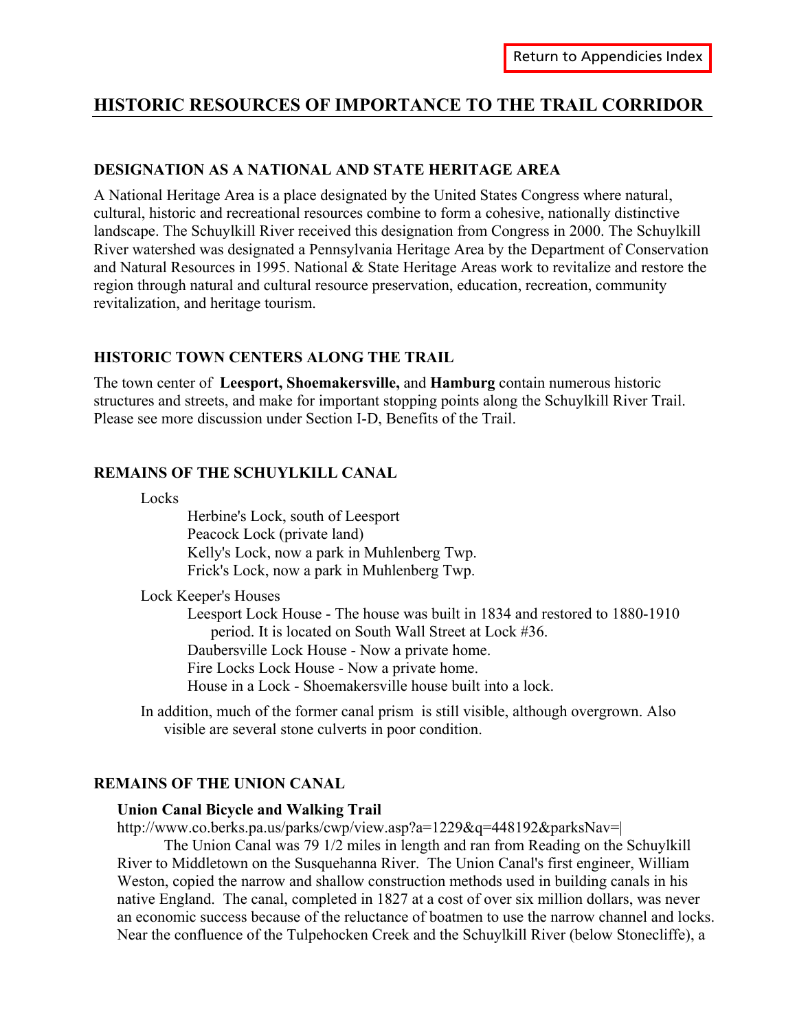Return to Appendicies Index

# HISTORIC RESOURCES OF IMPORTANCE TO THE TRAIL CORRIDOR

## DESIGNATION AS A NATIONAL AND STATE HERITAGE AREA

A National Heritage Area is a place designated by the United States Congress where natural, cultural, historic and recreational resources combine to form a cohesive, nationally distinctive landscape. The Schuylkill River received this designation from Congress in 2000. The Schuylkill River watershed was designated a Pennsylvania Heritage Area by the Department of Conservation and Natural Resources in 1995. National & State Heritage Areas work to revitalize and restore the region through natural and cultural resource preservation, education, recreation, community revitalization, and heritage tourism.

## HISTORIC TOWN CENTERS ALONG THE TRAIL

The town center of **Leesport, Shoemakersville,** and **Hamburg** contain numerous historic structures and streets, and make for important stopping points along the Schuylkill River Trail. Please see more discussion under Section I-D, Benefits of the Trail.

## REMAINS OF THE SCHUYLKILL CANAL

Locks

- Herbine's Lock, south of Leesport
- Peacock Lock (private land)
- Kelly's Lock, now a park in Muhlenberg Twp.
- Frick's Lock, now a park in Muhlenberg Twp.

Lock Keeper's Houses

- Leesport Lock House - The house was built in 1834 and restored to 1880-1910 period. It is located on South Wall Street at Lock #36.
- Daubersville Lock House - Now a private home.
- Fire Locks Lock House - Now a private home.
- House in a Lock - Shoemakersville house built into a lock.

In addition, much of the former canal prism is still visible, although overgrown. Also visible are several stone culverts in poor condition.

## REMAINS OF THE UNION CANAL

**Union Canal Bicycle and Walking Trail**

http://www.co.berks.pa.us/parks/cwp/view.asp?a=1229&q=448192&parksNav=|

The Union Canal was 79 1/2 miles in length and ran from Reading on the Schuylkill River to Middletown on the Susquehanna River. The Union Canal's first engineer, William Weston, copied the narrow and shallow construction methods used in building canals in his native England. The canal, completed in 1827 at a cost of over six million dollars, was never an economic success because of the reluctance of boatmen to use the narrow channel and locks. Near the confluence of the Tulpehocken Creek and the Schuylkill River (below Stonecliffe), a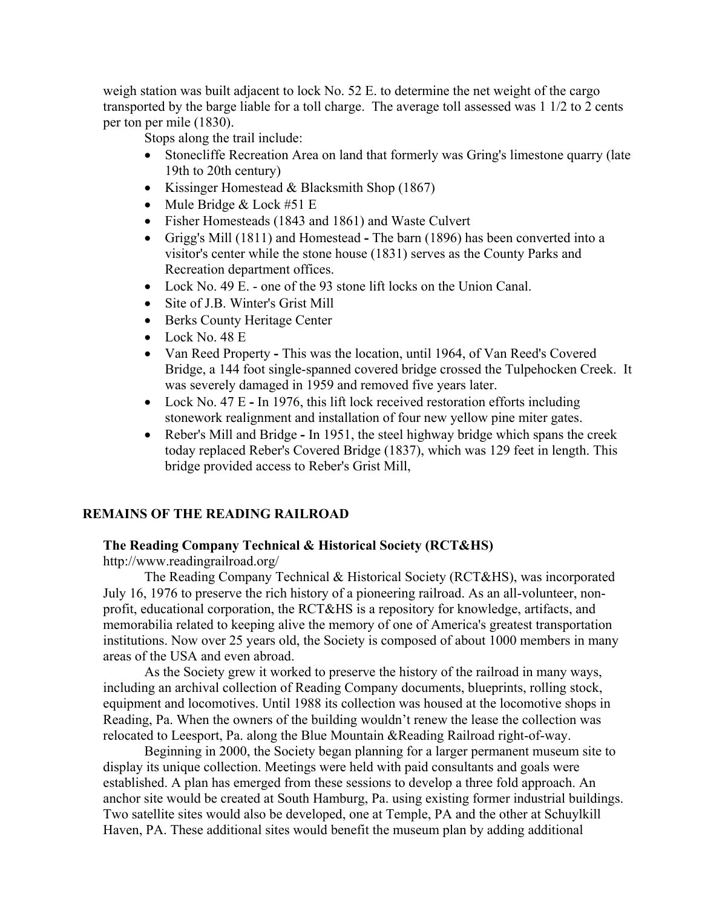weigh station was built adjacent to lock No. 52 E. to determine the net weight of the cargo transported by the barge liable for a toll charge. The average toll assessed was 1 1/2 to 2 cents per ton per mile (1830).

Stops along the trail include:

- Stonecliffe Recreation Area on land that formerly was Gring's limestone quarry (late 19th to 20th century)
- Kissinger Homestead & Blacksmith Shop (1867)
- Mule Bridge & Lock #51 E
- Fisher Homesteads (1843 and 1861) and Waste Culvert
- Grigg's Mill (1811) and Homestead **-** The barn (1896) has been converted into a visitor's center while the stone house (1831) serves as the County Parks and Recreation department offices.
- Lock No. 49 E. - one of the 93 stone lift locks on the Union Canal.
- Site of J.B. Winter's Grist Mill
- Berks County Heritage Center
- Lock No. 48 E
- Van Reed Property **-** This was the location, until 1964, of Van Reed's Covered Bridge, a 144 foot single-spanned covered bridge crossed the Tulpehocken Creek. It was severely damaged in 1959 and removed five years later.
- Lock No. 47 E **-** In 1976, this lift lock received restoration efforts including stonework realignment and installation of four new yellow pine miter gates.
- Reber's Mill and Bridge **-** In 1951, the steel highway bridge which spans the creek today replaced Reber's Covered Bridge (1837), which was 129 feet in length. This bridge provided access to Reber's Grist Mill,

## REMAINS OF THE READING RAILROAD

### The Reading Company Technical & Historical Society (RCT&HS)

http://www.readingrailroad.org/

The Reading Company Technical & Historical Society (RCT&HS), was incorporated July 16, 1976 to preserve the rich history of a pioneering railroad. As an all-volunteer, non-profit, educational corporation, the RCT&HS is a repository for knowledge, artifacts, and memorabilia related to keeping alive the memory of one of America's greatest transportation institutions. Now over 25 years old, the Society is composed of about 1000 members in many areas of the USA and even abroad.

As the Society grew it worked to preserve the history of the railroad in many ways, including an archival collection of Reading Company documents, blueprints, rolling stock, equipment and locomotives. Until 1988 its collection was housed at the locomotive shops in Reading, Pa. When the owners of the building wouldn't renew the lease the collection was relocated to Leesport, Pa. along the Blue Mountain &Reading Railroad right-of-way.

Beginning in 2000, the Society began planning for a larger permanent museum site to display its unique collection. Meetings were held with paid consultants and goals were established. A plan has emerged from these sessions to develop a three fold approach. An anchor site would be created at South Hamburg, Pa. using existing former industrial buildings. Two satellite sites would also be developed, one at Temple, PA and the other at Schuylkill Haven, PA. These additional sites would benefit the museum plan by adding additional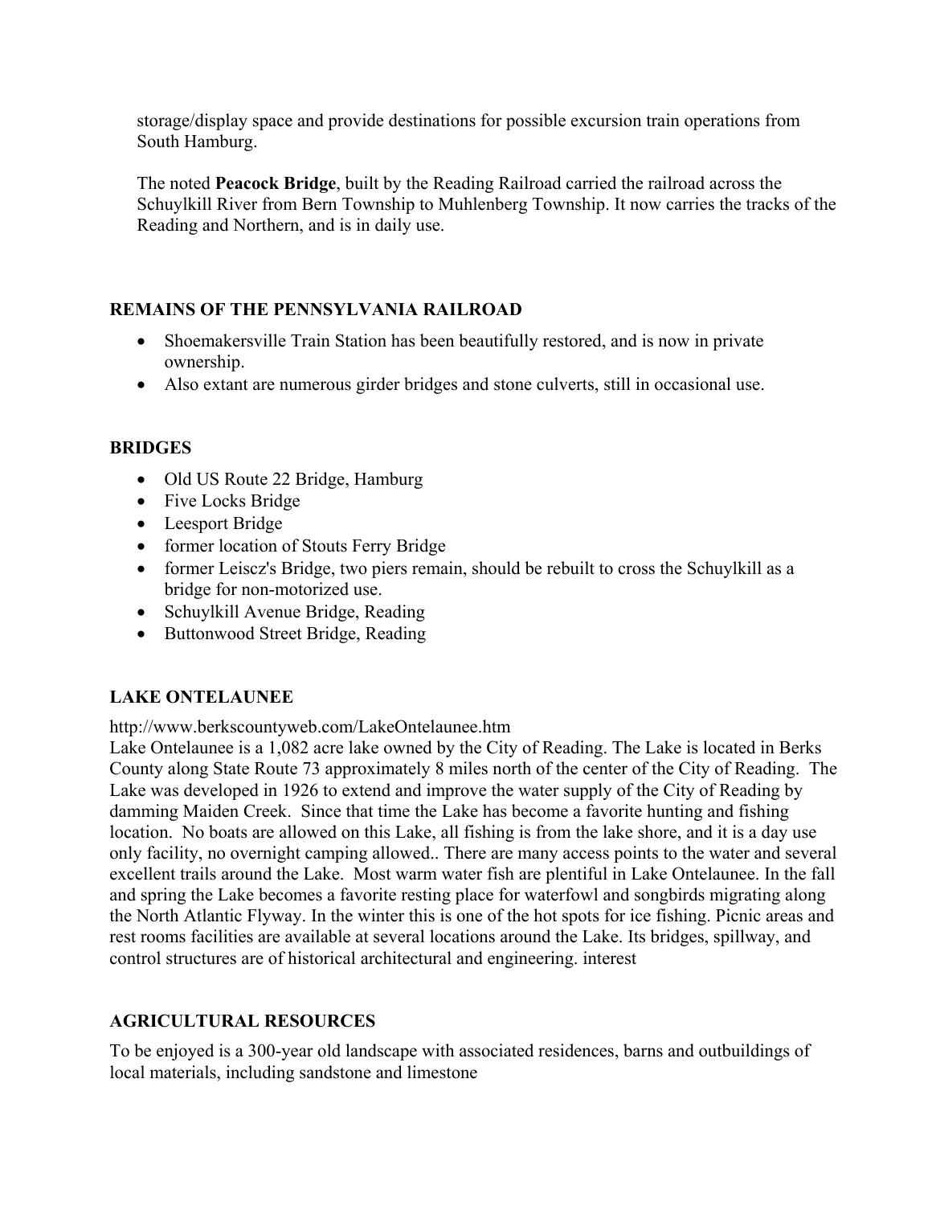storage/display space and provide destinations for possible excursion train operations from South Hamburg.

The noted **Peacock Bridge**, built by the Reading Railroad carried the railroad across the Schuylkill River from Bern Township to Muhlenberg Township. It now carries the tracks of the Reading and Northern, and is in daily use.

### REMAINS OF THE PENNSYLVANIA RAILROAD

- Shoemakersville Train Station has been beautifully restored, and is now in private ownership.
- Also extant are numerous girder bridges and stone culverts, still in occasional use.

### BRIDGES

- Old US Route 22 Bridge, Hamburg
- Five Locks Bridge
- Leesport Bridge
- former location of Stouts Ferry Bridge
- former Leiscz's Bridge, two piers remain, should be rebuilt to cross the Schuylkill as a bridge for non-motorized use.
- Schuylkill Avenue Bridge, Reading
- Buttonwood Street Bridge, Reading

### LAKE ONTELAUNEE

http://www.berkscountyweb.com/LakeOntelaunee.htm
Lake Ontelaunee is a 1,082 acre lake owned by the City of Reading. The Lake is located in Berks County along State Route 73 approximately 8 miles north of the center of the City of Reading. The Lake was developed in 1926 to extend and improve the water supply of the City of Reading by damming Maiden Creek. Since that time the Lake has become a favorite hunting and fishing location. No boats are allowed on this Lake, all fishing is from the lake shore, and it is a day use only facility, no overnight camping allowed.. There are many access points to the water and several excellent trails around the Lake. Most warm water fish are plentiful in Lake Ontelaunee. In the fall and spring the Lake becomes a favorite resting place for waterfowl and songbirds migrating along the North Atlantic Flyway. In the winter this is one of the hot spots for ice fishing. Picnic areas and rest rooms facilities are available at several locations around the Lake. Its bridges, spillway, and control structures are of historical architectural and engineering. interest

### AGRICULTURAL RESOURCES

To be enjoyed is a 300-year old landscape with associated residences, barns and outbuildings of local materials, including sandstone and limestone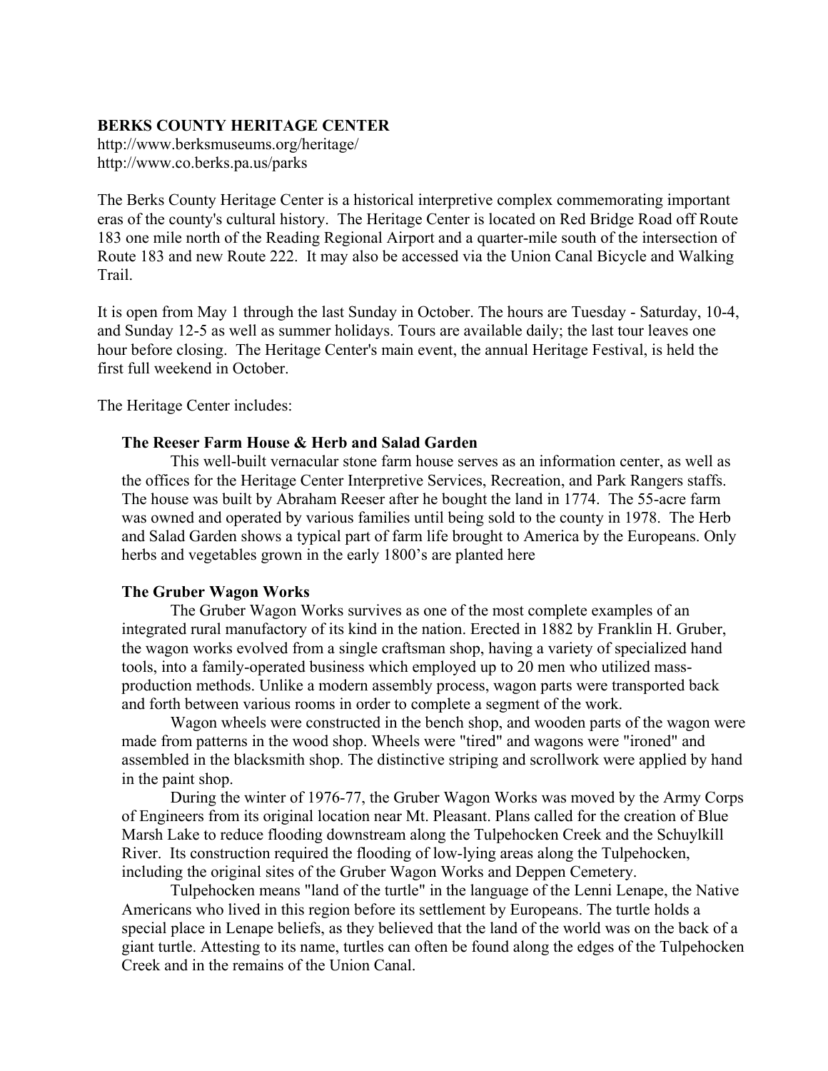## BERKS COUNTY HERITAGE CENTER

http://www.berksmuseums.org/heritage/
http://www.co.berks.pa.us/parks

The Berks County Heritage Center is a historical interpretive complex commemorating important eras of the county's cultural history. The Heritage Center is located on Red Bridge Road off Route 183 one mile north of the Reading Regional Airport and a quarter-mile south of the intersection of Route 183 and new Route 222. It may also be accessed via the Union Canal Bicycle and Walking Trail.

It is open from May 1 through the last Sunday in October. The hours are Tuesday - Saturday, 10-4, and Sunday 12-5 as well as summer holidays. Tours are available daily; the last tour leaves one hour before closing. The Heritage Center's main event, the annual Heritage Festival, is held the first full weekend in October.

The Heritage Center includes:

### The Reeser Farm House & Herb and Salad Garden

This well-built vernacular stone farm house serves as an information center, as well as the offices for the Heritage Center Interpretive Services, Recreation, and Park Rangers staffs. The house was built by Abraham Reeser after he bought the land in 1774. The 55-acre farm was owned and operated by various families until being sold to the county in 1978. The Herb and Salad Garden shows a typical part of farm life brought to America by the Europeans. Only herbs and vegetables grown in the early 1800's are planted here

### The Gruber Wagon Works

The Gruber Wagon Works survives as one of the most complete examples of an integrated rural manufactory of its kind in the nation. Erected in 1882 by Franklin H. Gruber, the wagon works evolved from a single craftsman shop, having a variety of specialized hand tools, into a family-operated business which employed up to 20 men who utilized mass-production methods. Unlike a modern assembly process, wagon parts were transported back and forth between various rooms in order to complete a segment of the work.

Wagon wheels were constructed in the bench shop, and wooden parts of the wagon were made from patterns in the wood shop. Wheels were "tired" and wagons were "ironed" and assembled in the blacksmith shop. The distinctive striping and scrollwork were applied by hand in the paint shop.

During the winter of 1976-77, the Gruber Wagon Works was moved by the Army Corps of Engineers from its original location near Mt. Pleasant. Plans called for the creation of Blue Marsh Lake to reduce flooding downstream along the Tulpehocken Creek and the Schuylkill River. Its construction required the flooding of low-lying areas along the Tulpehocken, including the original sites of the Gruber Wagon Works and Deppen Cemetery.

Tulpehocken means "land of the turtle" in the language of the Lenni Lenape, the Native Americans who lived in this region before its settlement by Europeans. The turtle holds a special place in Lenape beliefs, as they believed that the land of the world was on the back of a giant turtle. Attesting to its name, turtles can often be found along the edges of the Tulpehocken Creek and in the remains of the Union Canal.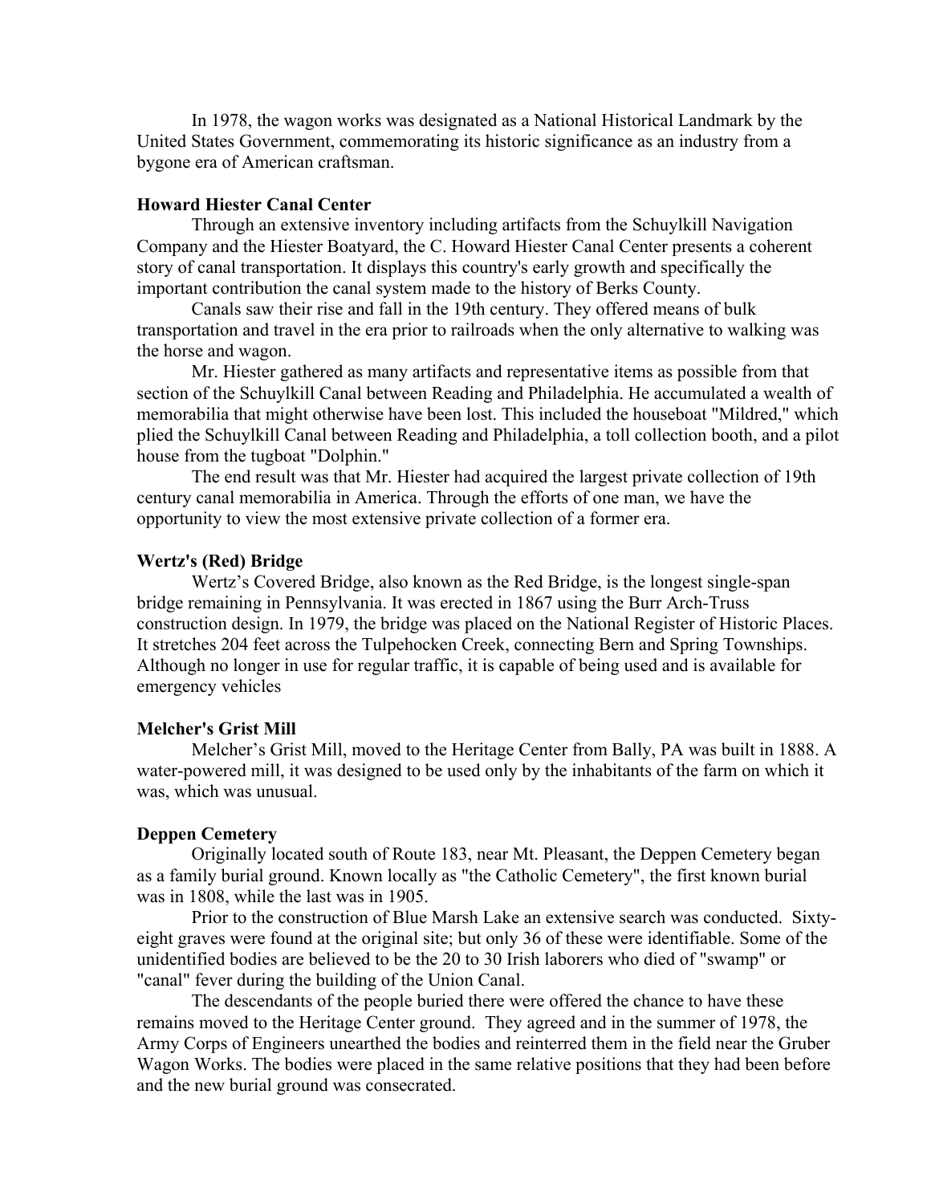In 1978, the wagon works was designated as a National Historical Landmark by the United States Government, commemorating its historic significance as an industry from a bygone era of American craftsman.

**Howard Hiester Canal Center**

Through an extensive inventory including artifacts from the Schuylkill Navigation Company and the Hiester Boatyard, the C. Howard Hiester Canal Center presents a coherent story of canal transportation. It displays this country's early growth and specifically the important contribution the canal system made to the history of Berks County.

Canals saw their rise and fall in the 19th century. They offered means of bulk transportation and travel in the era prior to railroads when the only alternative to walking was the horse and wagon.

Mr. Hiester gathered as many artifacts and representative items as possible from that section of the Schuylkill Canal between Reading and Philadelphia. He accumulated a wealth of memorabilia that might otherwise have been lost. This included the houseboat "Mildred," which plied the Schuylkill Canal between Reading and Philadelphia, a toll collection booth, and a pilot house from the tugboat "Dolphin."

The end result was that Mr. Hiester had acquired the largest private collection of 19th century canal memorabilia in America. Through the efforts of one man, we have the opportunity to view the most extensive private collection of a former era.

**Wertz's (Red) Bridge**

Wertz's Covered Bridge, also known as the Red Bridge, is the longest single-span bridge remaining in Pennsylvania. It was erected in 1867 using the Burr Arch-Truss construction design. In 1979, the bridge was placed on the National Register of Historic Places. It stretches 204 feet across the Tulpehocken Creek, connecting Bern and Spring Townships. Although no longer in use for regular traffic, it is capable of being used and is available for emergency vehicles

**Melcher's Grist Mill**

Melcher's Grist Mill, moved to the Heritage Center from Bally, PA was built in 1888. A water-powered mill, it was designed to be used only by the inhabitants of the farm on which it was, which was unusual.

**Deppen Cemetery**

Originally located south of Route 183, near Mt. Pleasant, the Deppen Cemetery began as a family burial ground. Known locally as "the Catholic Cemetery", the first known burial was in 1808, while the last was in 1905.

Prior to the construction of Blue Marsh Lake an extensive search was conducted. Sixty-eight graves were found at the original site; but only 36 of these were identifiable. Some of the unidentified bodies are believed to be the 20 to 30 Irish laborers who died of "swamp" or "canal" fever during the building of the Union Canal.

The descendants of the people buried there were offered the chance to have these remains moved to the Heritage Center ground. They agreed and in the summer of 1978, the Army Corps of Engineers unearthed the bodies and reinterred them in the field near the Gruber Wagon Works. The bodies were placed in the same relative positions that they had been before and the new burial ground was consecrated.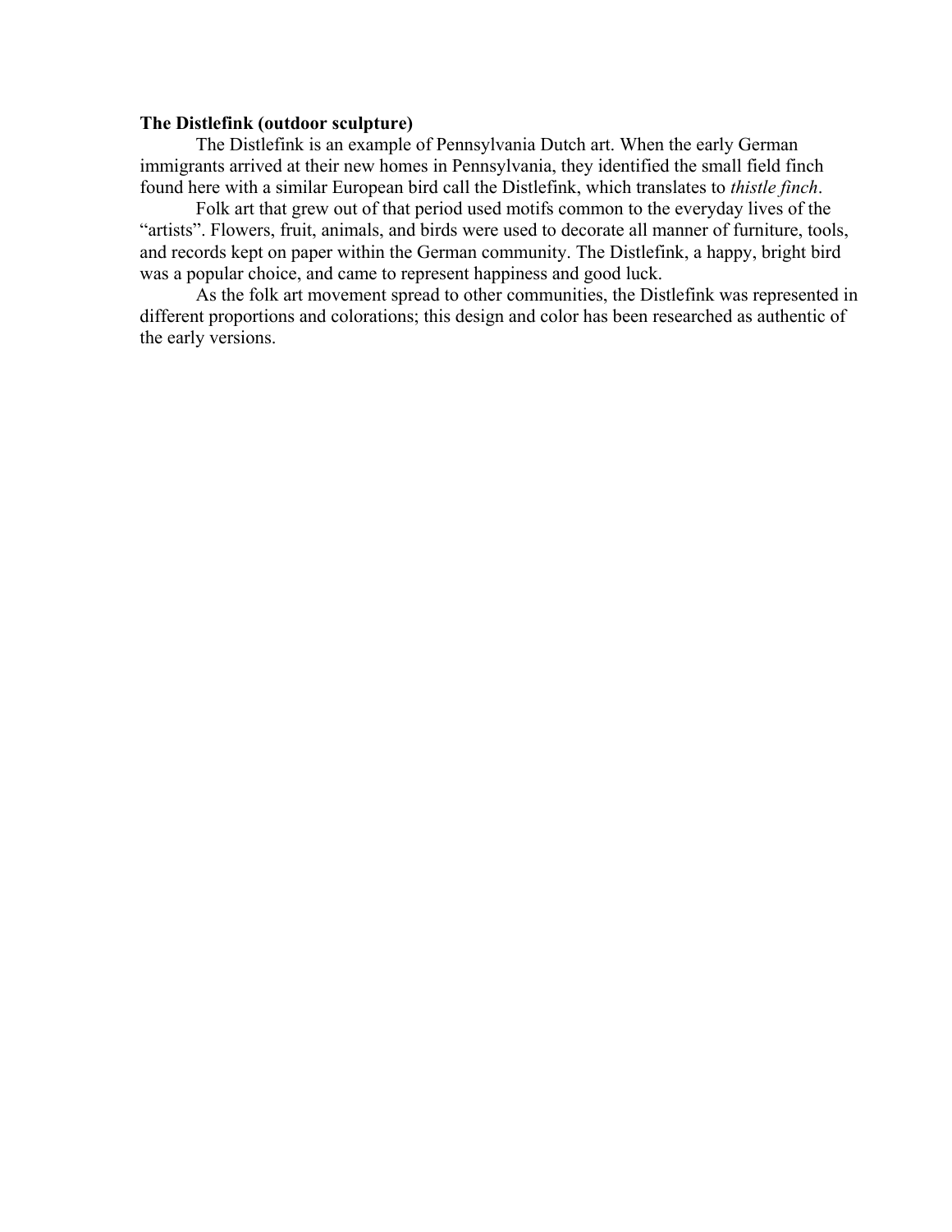**The Distlefink (outdoor sculpture)**

The Distlefink is an example of Pennsylvania Dutch art. When the early German immigrants arrived at their new homes in Pennsylvania, they identified the small field finch found here with a similar European bird call the Distlefink, which translates to *thistle finch*.

Folk art that grew out of that period used motifs common to the everyday lives of the "artists". Flowers, fruit, animals, and birds were used to decorate all manner of furniture, tools, and records kept on paper within the German community. The Distlefink, a happy, bright bird was a popular choice, and came to represent happiness and good luck.

As the folk art movement spread to other communities, the Distlefink was represented in different proportions and colorations; this design and color has been researched as authentic of the early versions.